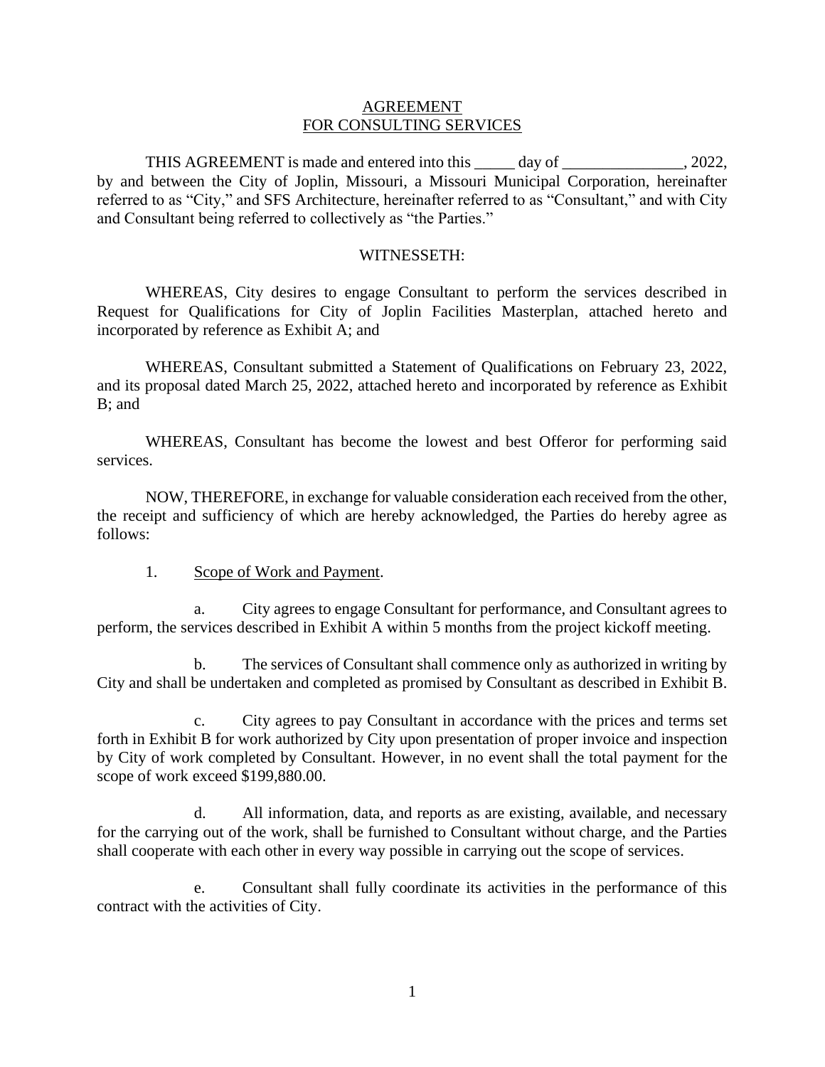# AGREEMENT FOR CONSULTING SERVICES

THIS AGREEMENT is made and entered into this _____ day of _______________, 2022, by and between the City of Joplin, Missouri, a Missouri Municipal Corporation, hereinafter referred to as "City," and SFS Architecture, hereinafter referred to as "Consultant," and with City and Consultant being referred to collectively as "the Parties."

WITNESSETH:

WHEREAS, City desires to engage Consultant to perform the services described in Request for Qualifications for City of Joplin Facilities Masterplan, attached hereto and incorporated by reference as Exhibit A; and

WHEREAS, Consultant submitted a Statement of Qualifications on February 23, 2022, and its proposal dated March 25, 2022, attached hereto and incorporated by reference as Exhibit B; and

WHEREAS, Consultant has become the lowest and best Offeror for performing said services.

NOW, THEREFORE, in exchange for valuable consideration each received from the other, the receipt and sufficiency of which are hereby acknowledged, the Parties do hereby agree as follows:

1. Scope of Work and Payment.

a. City agrees to engage Consultant for performance, and Consultant agrees to perform, the services described in Exhibit A within 5 months from the project kickoff meeting.

b. The services of Consultant shall commence only as authorized in writing by City and shall be undertaken and completed as promised by Consultant as described in Exhibit B.

c. City agrees to pay Consultant in accordance with the prices and terms set forth in Exhibit B for work authorized by City upon presentation of proper invoice and inspection by City of work completed by Consultant. However, in no event shall the total payment for the scope of work exceed $199,880.00.

d. All information, data, and reports as are existing, available, and necessary for the carrying out of the work, shall be furnished to Consultant without charge, and the Parties shall cooperate with each other in every way possible in carrying out the scope of services.

e. Consultant shall fully coordinate its activities in the performance of this contract with the activities of City.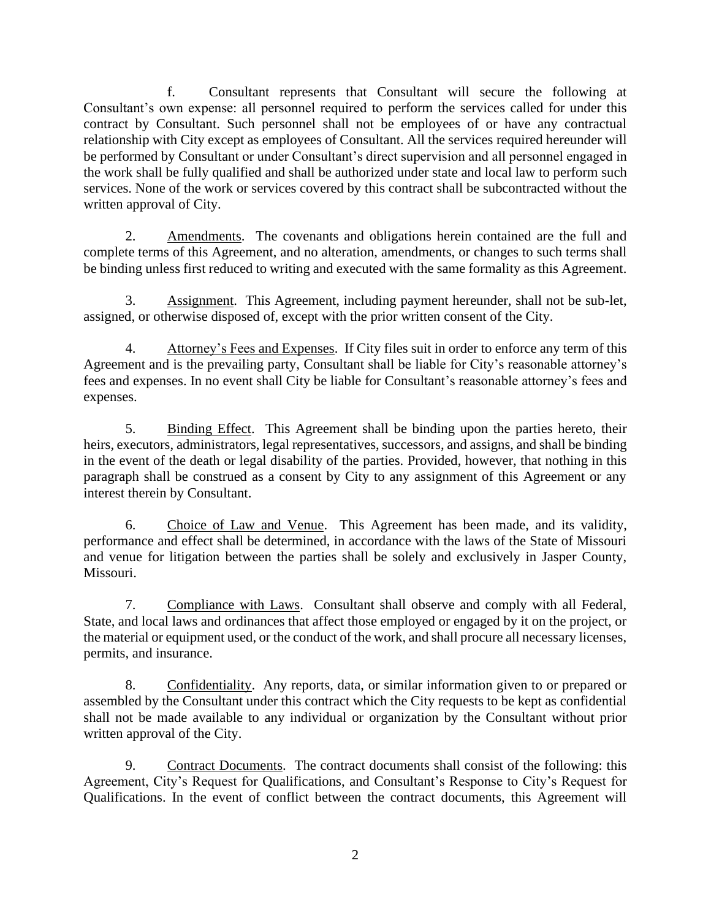f. Consultant represents that Consultant will secure the following at Consultant's own expense: all personnel required to perform the services called for under this contract by Consultant. Such personnel shall not be employees of or have any contractual relationship with City except as employees of Consultant. All the services required hereunder will be performed by Consultant or under Consultant's direct supervision and all personnel engaged in the work shall be fully qualified and shall be authorized under state and local law to perform such services. None of the work or services covered by this contract shall be subcontracted without the written approval of City.

2. Amendments. The covenants and obligations herein contained are the full and complete terms of this Agreement, and no alteration, amendments, or changes to such terms shall be binding unless first reduced to writing and executed with the same formality as this Agreement.

3. Assignment. This Agreement, including payment hereunder, shall not be sub-let, assigned, or otherwise disposed of, except with the prior written consent of the City.

4. Attorney's Fees and Expenses. If City files suit in order to enforce any term of this Agreement and is the prevailing party, Consultant shall be liable for City's reasonable attorney's fees and expenses. In no event shall City be liable for Consultant's reasonable attorney's fees and expenses.

5. Binding Effect. This Agreement shall be binding upon the parties hereto, their heirs, executors, administrators, legal representatives, successors, and assigns, and shall be binding in the event of the death or legal disability of the parties. Provided, however, that nothing in this paragraph shall be construed as a consent by City to any assignment of this Agreement or any interest therein by Consultant.

6. Choice of Law and Venue. This Agreement has been made, and its validity, performance and effect shall be determined, in accordance with the laws of the State of Missouri and venue for litigation between the parties shall be solely and exclusively in Jasper County, Missouri.

7. Compliance with Laws. Consultant shall observe and comply with all Federal, State, and local laws and ordinances that affect those employed or engaged by it on the project, or the material or equipment used, or the conduct of the work, and shall procure all necessary licenses, permits, and insurance.

8. Confidentiality. Any reports, data, or similar information given to or prepared or assembled by the Consultant under this contract which the City requests to be kept as confidential shall not be made available to any individual or organization by the Consultant without prior written approval of the City.

9. Contract Documents. The contract documents shall consist of the following: this Agreement, City's Request for Qualifications, and Consultant's Response to City's Request for Qualifications. In the event of conflict between the contract documents, this Agreement will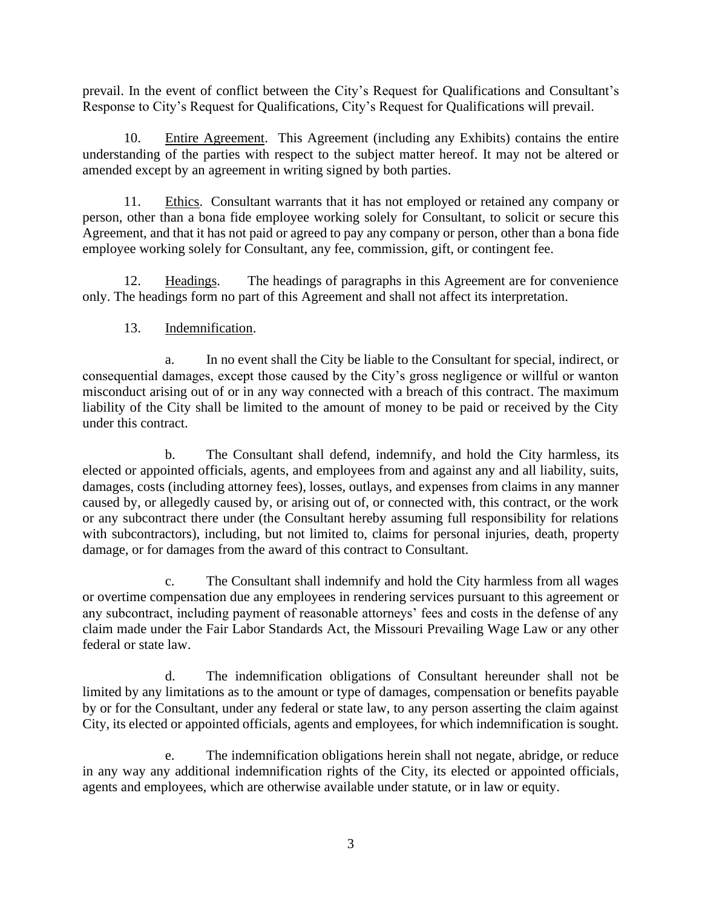prevail. In the event of conflict between the City's Request for Qualifications and Consultant's Response to City's Request for Qualifications, City's Request for Qualifications will prevail.

10. Entire Agreement. This Agreement (including any Exhibits) contains the entire understanding of the parties with respect to the subject matter hereof. It may not be altered or amended except by an agreement in writing signed by both parties.

11. Ethics. Consultant warrants that it has not employed or retained any company or person, other than a bona fide employee working solely for Consultant, to solicit or secure this Agreement, and that it has not paid or agreed to pay any company or person, other than a bona fide employee working solely for Consultant, any fee, commission, gift, or contingent fee.

12. Headings. The headings of paragraphs in this Agreement are for convenience only. The headings form no part of this Agreement and shall not affect its interpretation.

13. Indemnification.

a. In no event shall the City be liable to the Consultant for special, indirect, or consequential damages, except those caused by the City's gross negligence or willful or wanton misconduct arising out of or in any way connected with a breach of this contract. The maximum liability of the City shall be limited to the amount of money to be paid or received by the City under this contract.

b. The Consultant shall defend, indemnify, and hold the City harmless, its elected or appointed officials, agents, and employees from and against any and all liability, suits, damages, costs (including attorney fees), losses, outlays, and expenses from claims in any manner caused by, or allegedly caused by, or arising out of, or connected with, this contract, or the work or any subcontract there under (the Consultant hereby assuming full responsibility for relations with subcontractors), including, but not limited to, claims for personal injuries, death, property damage, or for damages from the award of this contract to Consultant.

c. The Consultant shall indemnify and hold the City harmless from all wages or overtime compensation due any employees in rendering services pursuant to this agreement or any subcontract, including payment of reasonable attorneys' fees and costs in the defense of any claim made under the Fair Labor Standards Act, the Missouri Prevailing Wage Law or any other federal or state law.

d. The indemnification obligations of Consultant hereunder shall not be limited by any limitations as to the amount or type of damages, compensation or benefits payable by or for the Consultant, under any federal or state law, to any person asserting the claim against City, its elected or appointed officials, agents and employees, for which indemnification is sought.

e. The indemnification obligations herein shall not negate, abridge, or reduce in any way any additional indemnification rights of the City, its elected or appointed officials, agents and employees, which are otherwise available under statute, or in law or equity.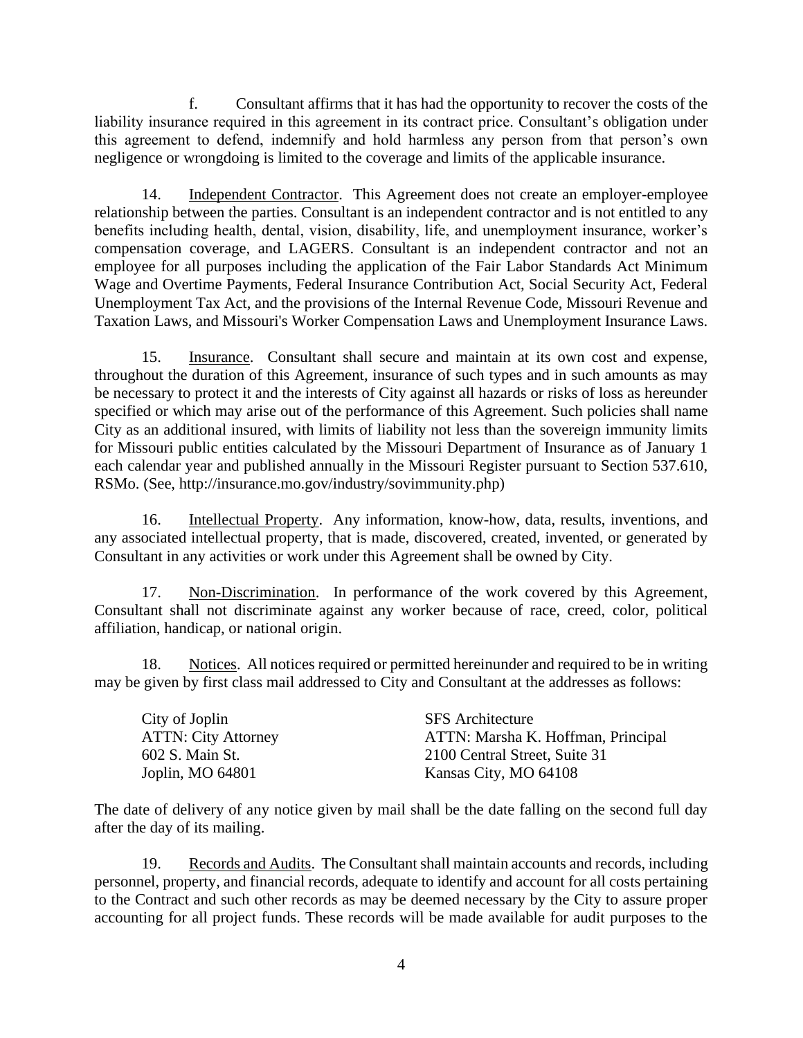f. Consultant affirms that it has had the opportunity to recover the costs of the liability insurance required in this agreement in its contract price. Consultant's obligation under this agreement to defend, indemnify and hold harmless any person from that person's own negligence or wrongdoing is limited to the coverage and limits of the applicable insurance.

14. Independent Contractor. This Agreement does not create an employer-employee relationship between the parties. Consultant is an independent contractor and is not entitled to any benefits including health, dental, vision, disability, life, and unemployment insurance, worker's compensation coverage, and LAGERS. Consultant is an independent contractor and not an employee for all purposes including the application of the Fair Labor Standards Act Minimum Wage and Overtime Payments, Federal Insurance Contribution Act, Social Security Act, Federal Unemployment Tax Act, and the provisions of the Internal Revenue Code, Missouri Revenue and Taxation Laws, and Missouri's Worker Compensation Laws and Unemployment Insurance Laws.

15. Insurance. Consultant shall secure and maintain at its own cost and expense, throughout the duration of this Agreement, insurance of such types and in such amounts as may be necessary to protect it and the interests of City against all hazards or risks of loss as hereunder specified or which may arise out of the performance of this Agreement. Such policies shall name City as an additional insured, with limits of liability not less than the sovereign immunity limits for Missouri public entities calculated by the Missouri Department of Insurance as of January 1 each calendar year and published annually in the Missouri Register pursuant to Section 537.610, RSMo. (See, http://insurance.mo.gov/industry/sovimmunity.php)

16. Intellectual Property. Any information, know-how, data, results, inventions, and any associated intellectual property, that is made, discovered, created, invented, or generated by Consultant in any activities or work under this Agreement shall be owned by City.

17. Non-Discrimination. In performance of the work covered by this Agreement, Consultant shall not discriminate against any worker because of race, creed, color, political affiliation, handicap, or national origin.

18. Notices. All notices required or permitted hereinunder and required to be in writing may be given by first class mail addressed to City and Consultant at the addresses as follows:

City of Joplin
ATTN: City Attorney
602 S. Main St.
Joplin, MO 64801

SFS Architecture
ATTN: Marsha K. Hoffman, Principal
2100 Central Street, Suite 31
Kansas City, MO 64108

The date of delivery of any notice given by mail shall be the date falling on the second full day after the day of its mailing.

19. Records and Audits. The Consultant shall maintain accounts and records, including personnel, property, and financial records, adequate to identify and account for all costs pertaining to the Contract and such other records as may be deemed necessary by the City to assure proper accounting for all project funds. These records will be made available for audit purposes to the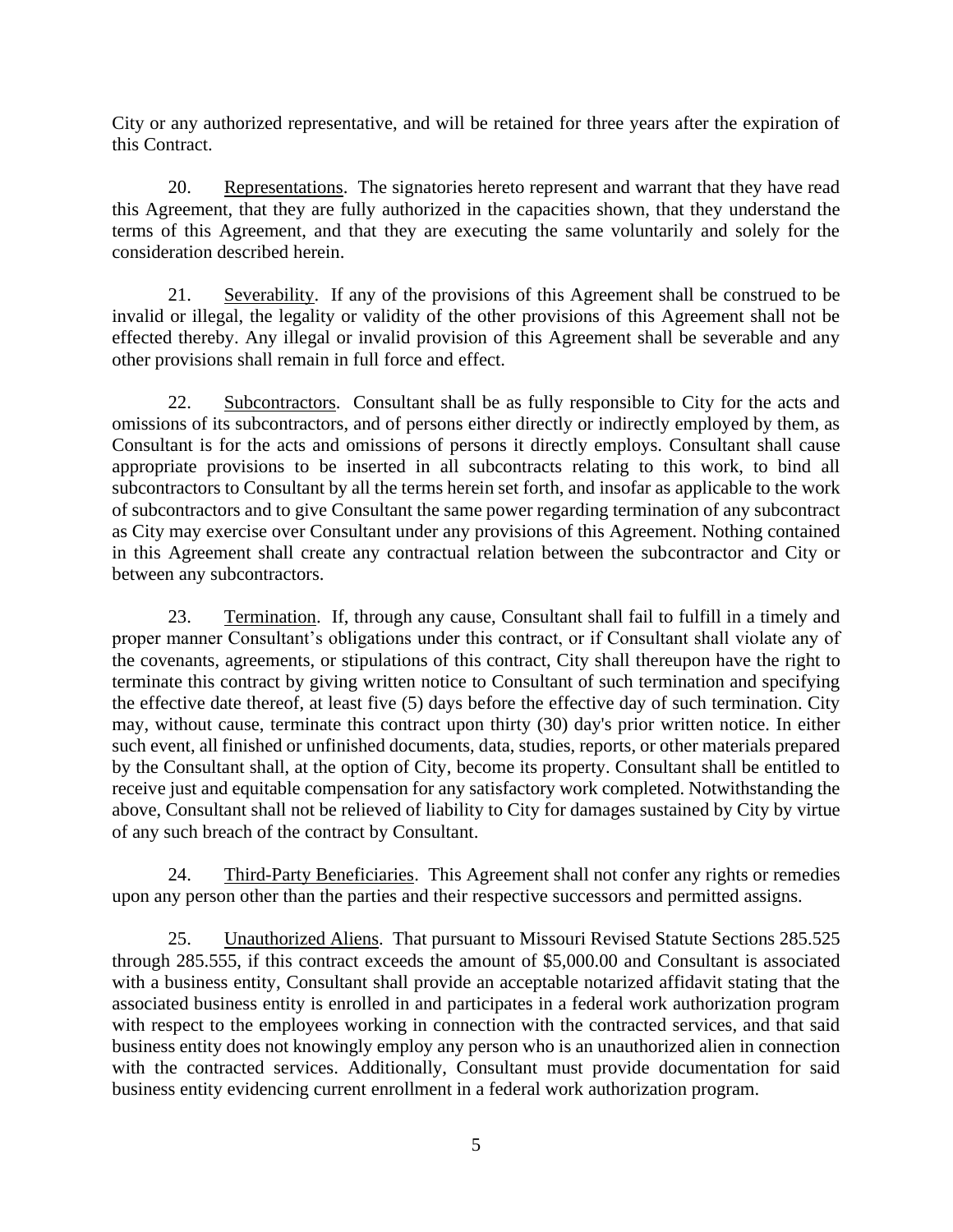City or any authorized representative, and will be retained for three years after the expiration of this Contract.

20. Representations. The signatories hereto represent and warrant that they have read this Agreement, that they are fully authorized in the capacities shown, that they understand the terms of this Agreement, and that they are executing the same voluntarily and solely for the consideration described herein.

21. Severability. If any of the provisions of this Agreement shall be construed to be invalid or illegal, the legality or validity of the other provisions of this Agreement shall not be effected thereby. Any illegal or invalid provision of this Agreement shall be severable and any other provisions shall remain in full force and effect.

22. Subcontractors. Consultant shall be as fully responsible to City for the acts and omissions of its subcontractors, and of persons either directly or indirectly employed by them, as Consultant is for the acts and omissions of persons it directly employs. Consultant shall cause appropriate provisions to be inserted in all subcontracts relating to this work, to bind all subcontractors to Consultant by all the terms herein set forth, and insofar as applicable to the work of subcontractors and to give Consultant the same power regarding termination of any subcontract as City may exercise over Consultant under any provisions of this Agreement. Nothing contained in this Agreement shall create any contractual relation between the subcontractor and City or between any subcontractors.

23. Termination. If, through any cause, Consultant shall fail to fulfill in a timely and proper manner Consultant's obligations under this contract, or if Consultant shall violate any of the covenants, agreements, or stipulations of this contract, City shall thereupon have the right to terminate this contract by giving written notice to Consultant of such termination and specifying the effective date thereof, at least five (5) days before the effective day of such termination. City may, without cause, terminate this contract upon thirty (30) day's prior written notice. In either such event, all finished or unfinished documents, data, studies, reports, or other materials prepared by the Consultant shall, at the option of City, become its property. Consultant shall be entitled to receive just and equitable compensation for any satisfactory work completed. Notwithstanding the above, Consultant shall not be relieved of liability to City for damages sustained by City by virtue of any such breach of the contract by Consultant.

24. Third-Party Beneficiaries. This Agreement shall not confer any rights or remedies upon any person other than the parties and their respective successors and permitted assigns.

25. Unauthorized Aliens. That pursuant to Missouri Revised Statute Sections 285.525 through 285.555, if this contract exceeds the amount of $5,000.00 and Consultant is associated with a business entity, Consultant shall provide an acceptable notarized affidavit stating that the associated business entity is enrolled in and participates in a federal work authorization program with respect to the employees working in connection with the contracted services, and that said business entity does not knowingly employ any person who is an unauthorized alien in connection with the contracted services. Additionally, Consultant must provide documentation for said business entity evidencing current enrollment in a federal work authorization program.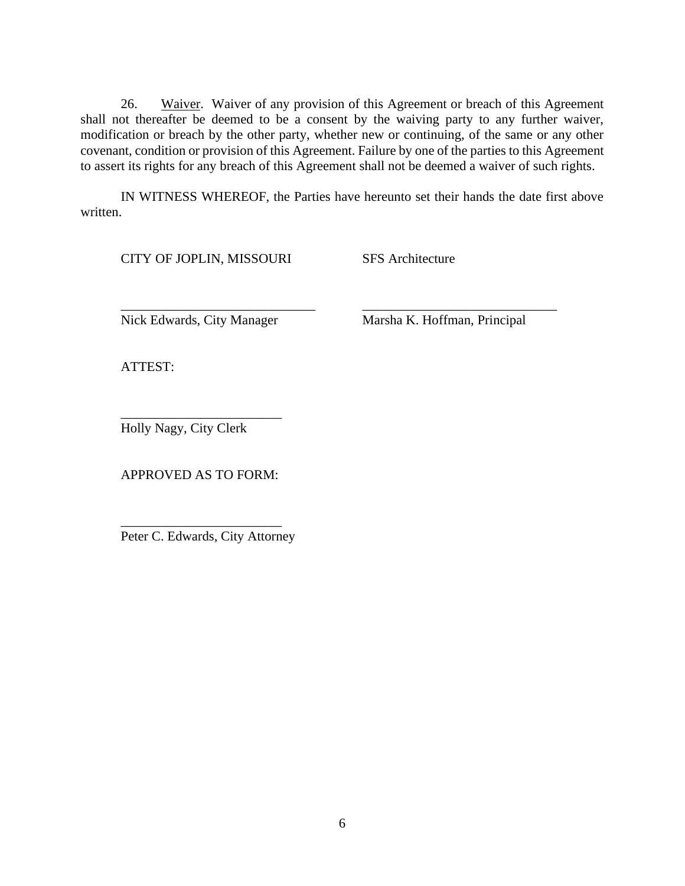26. Waiver. Waiver of any provision of this Agreement or breach of this Agreement shall not thereafter be deemed to be a consent by the waiving party to any further waiver, modification or breach by the other party, whether new or continuing, of the same or any other covenant, condition or provision of this Agreement. Failure by one of the parties to this Agreement to assert its rights for any breach of this Agreement shall not be deemed a waiver of such rights.

IN WITNESS WHEREOF, the Parties have hereunto set their hands the date first above written.

CITY OF JOPLIN, MISSOURI

\_\_\_\_\_\_\_\_\_\_\_\_\_\_\_\_\_\_\_\_\_\_\_\_\_\_\_\_\_\_
Nick Edwards, City Manager

SFS Architecture

\_\_\_\_\_\_\_\_\_\_\_\_\_\_\_\_\_\_\_\_\_\_\_\_\_\_\_\_\_\_
Marsha K. Hoffman, Principal

ATTEST:

\_\_\_\_\_\_\_\_\_\_\_\_\_\_\_\_\_\_\_\_\_\_\_\_\_
Holly Nagy, City Clerk

APPROVED AS TO FORM:

\_\_\_\_\_\_\_\_\_\_\_\_\_\_\_\_\_\_\_\_\_\_\_\_\_
Peter C. Edwards, City Attorney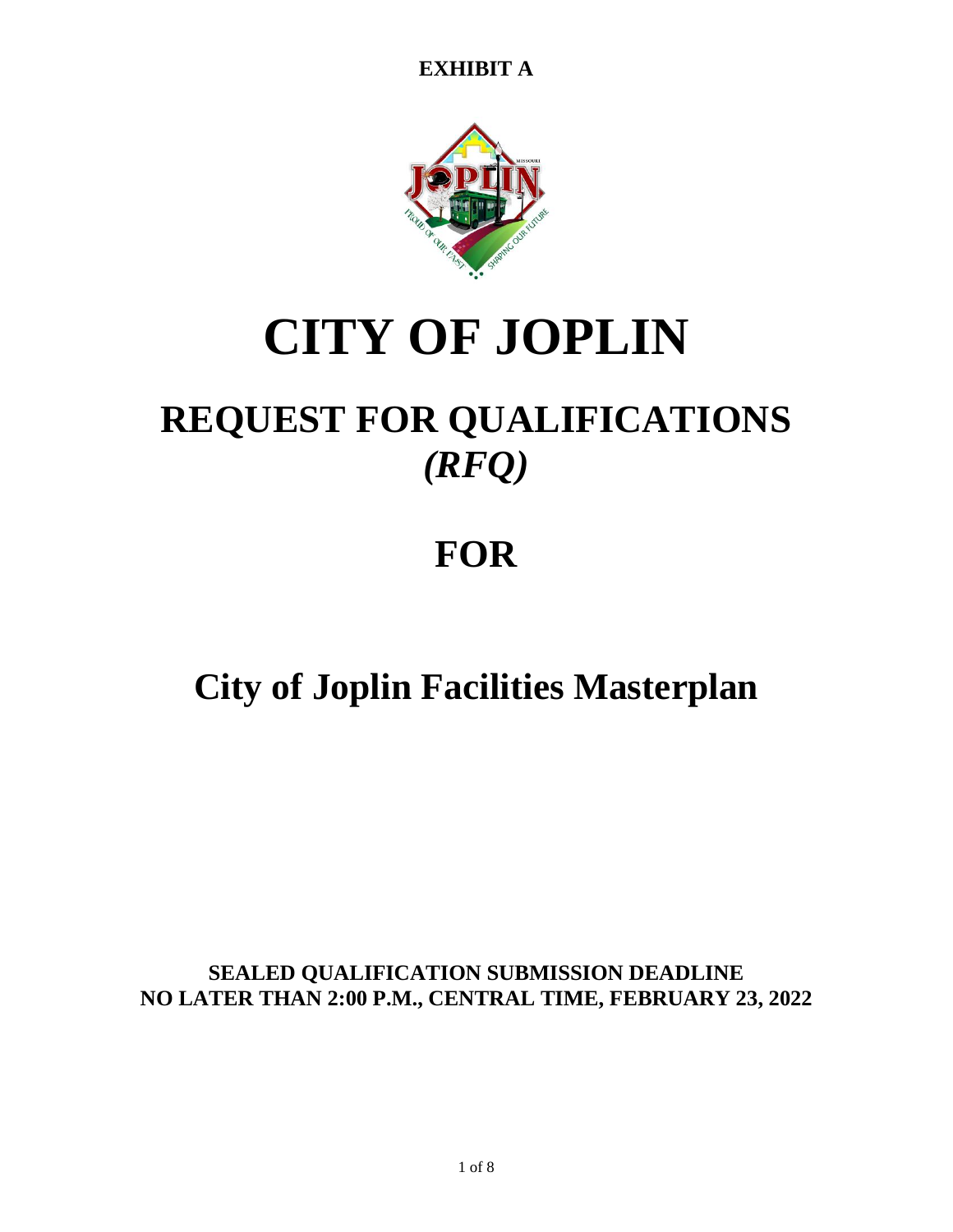**EXHIBIT A**

# CITY OF JOPLIN

## REQUEST FOR QUALIFICATIONS *(RFQ)*

## FOR

## City of Joplin Facilities Masterplan

**SEALED QUALIFICATION SUBMISSION DEADLINE**
**NO LATER THAN 2:00 P.M., CENTRAL TIME, FEBRUARY 23, 2022**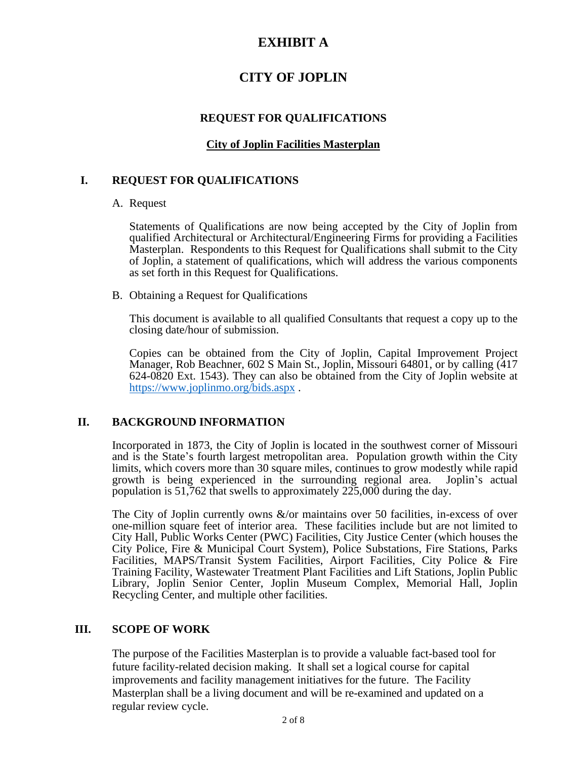# EXHIBIT A

# CITY OF JOPLIN

## REQUEST FOR QUALIFICATIONS

### City of Joplin Facilities Masterplan

## I. REQUEST FOR QUALIFICATIONS

A. Request

Statements of Qualifications are now being accepted by the City of Joplin from qualified Architectural or Architectural/Engineering Firms for providing a Facilities Masterplan. Respondents to this Request for Qualifications shall submit to the City of Joplin, a statement of qualifications, which will address the various components as set forth in this Request for Qualifications.

B. Obtaining a Request for Qualifications

This document is available to all qualified Consultants that request a copy up to the closing date/hour of submission.

Copies can be obtained from the City of Joplin, Capital Improvement Project Manager, Rob Beachner, 602 S Main St., Joplin, Missouri 64801, or by calling (417 624-0820 Ext. 1543). They can also be obtained from the City of Joplin website at [https://www.joplinmo.org/bids.aspx](https://www.joplinmo.org/bids.aspx) .

## II. BACKGROUND INFORMATION

Incorporated in 1873, the City of Joplin is located in the southwest corner of Missouri and is the State's fourth largest metropolitan area. Population growth within the City limits, which covers more than 30 square miles, continues to grow modestly while rapid growth is being experienced in the surrounding regional area. Joplin's actual population is 51,762 that swells to approximately 225,000 during the day.

The City of Joplin currently owns &/or maintains over 50 facilities, in-excess of over one-million square feet of interior area. These facilities include but are not limited to City Hall, Public Works Center (PWC) Facilities, City Justice Center (which houses the City Police, Fire & Municipal Court System), Police Substations, Fire Stations, Parks Facilities, MAPS/Transit System Facilities, Airport Facilities, City Police & Fire Training Facility, Wastewater Treatment Plant Facilities and Lift Stations, Joplin Public Library, Joplin Senior Center, Joplin Museum Complex, Memorial Hall, Joplin Recycling Center, and multiple other facilities.

## III. SCOPE OF WORK

The purpose of the Facilities Masterplan is to provide a valuable fact-based tool for future facility-related decision making. It shall set a logical course for capital improvements and facility management initiatives for the future. The Facility Masterplan shall be a living document and will be re-examined and updated on a regular review cycle.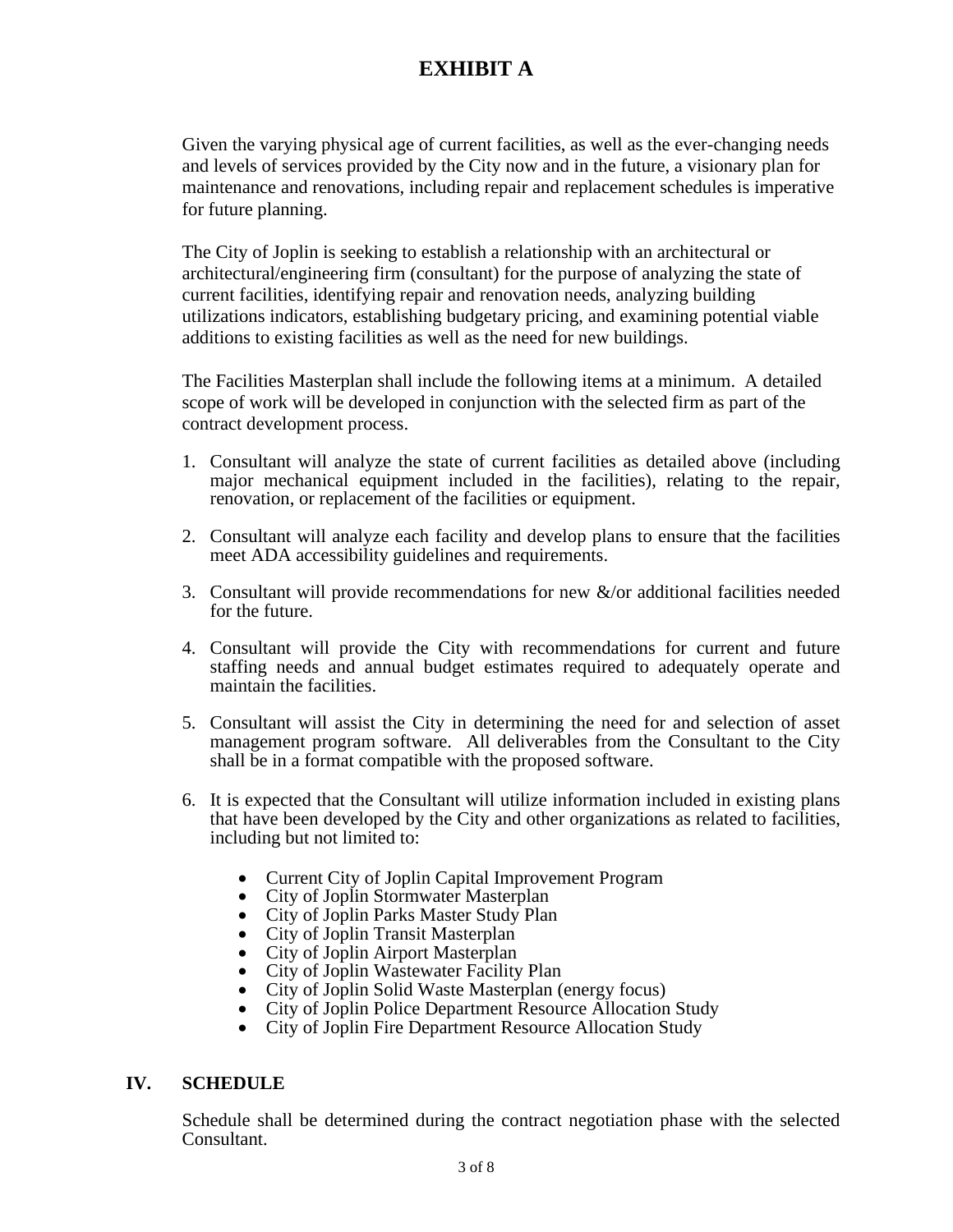# EXHIBIT A

Given the varying physical age of current facilities, as well as the ever-changing needs and levels of services provided by the City now and in the future, a visionary plan for maintenance and renovations, including repair and replacement schedules is imperative for future planning.

The City of Joplin is seeking to establish a relationship with an architectural or architectural/engineering firm (consultant) for the purpose of analyzing the state of current facilities, identifying repair and renovation needs, analyzing building utilizations indicators, establishing budgetary pricing, and examining potential viable additions to existing facilities as well as the need for new buildings.

The Facilities Masterplan shall include the following items at a minimum. A detailed scope of work will be developed in conjunction with the selected firm as part of the contract development process.

1. Consultant will analyze the state of current facilities as detailed above (including major mechanical equipment included in the facilities), relating to the repair, renovation, or replacement of the facilities or equipment.

2. Consultant will analyze each facility and develop plans to ensure that the facilities meet ADA accessibility guidelines and requirements.

3. Consultant will provide recommendations for new &/or additional facilities needed for the future.

4. Consultant will provide the City with recommendations for current and future staffing needs and annual budget estimates required to adequately operate and maintain the facilities.

5. Consultant will assist the City in determining the need for and selection of asset management program software. All deliverables from the Consultant to the City shall be in a format compatible with the proposed software.

6. It is expected that the Consultant will utilize information included in existing plans that have been developed by the City and other organizations as related to facilities, including but not limited to:

    - Current City of Joplin Capital Improvement Program
    - City of Joplin Stormwater Masterplan
    - City of Joplin Parks Master Study Plan
    - City of Joplin Transit Masterplan
    - City of Joplin Airport Masterplan
    - City of Joplin Wastewater Facility Plan
    - City of Joplin Solid Waste Masterplan (energy focus)
    - City of Joplin Police Department Resource Allocation Study
    - City of Joplin Fire Department Resource Allocation Study

## IV. SCHEDULE

Schedule shall be determined during the contract negotiation phase with the selected Consultant.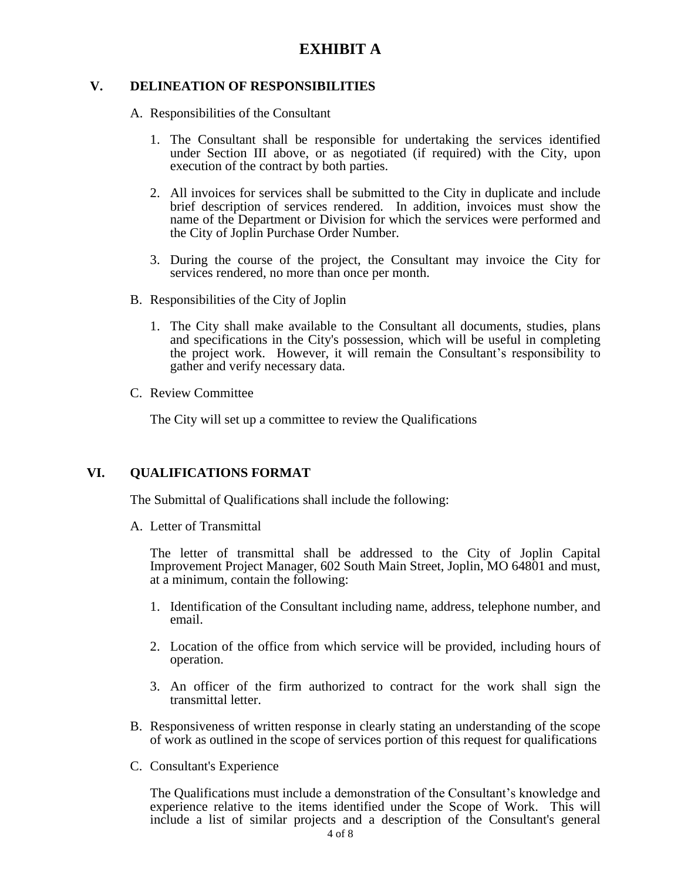# EXHIBIT A

## V. DELINEATION OF RESPONSIBILITIES

A. Responsibilities of the Consultant

1. The Consultant shall be responsible for undertaking the services identified under Section III above, or as negotiated (if required) with the City, upon execution of the contract by both parties.

2. All invoices for services shall be submitted to the City in duplicate and include brief description of services rendered. In addition, invoices must show the name of the Department or Division for which the services were performed and the City of Joplin Purchase Order Number.

3. During the course of the project, the Consultant may invoice the City for services rendered, no more than once per month.

B. Responsibilities of the City of Joplin

1. The City shall make available to the Consultant all documents, studies, plans and specifications in the City's possession, which will be useful in completing the project work. However, it will remain the Consultant's responsibility to gather and verify necessary data.

C. Review Committee

The City will set up a committee to review the Qualifications

## VI. QUALIFICATIONS FORMAT

The Submittal of Qualifications shall include the following:

A. Letter of Transmittal

The letter of transmittal shall be addressed to the City of Joplin Capital Improvement Project Manager, 602 South Main Street, Joplin, MO 64801 and must, at a minimum, contain the following:

1. Identification of the Consultant including name, address, telephone number, and email.

2. Location of the office from which service will be provided, including hours of operation.

3. An officer of the firm authorized to contract for the work shall sign the transmittal letter.

B. Responsiveness of written response in clearly stating an understanding of the scope of work as outlined in the scope of services portion of this request for qualifications

C. Consultant's Experience

The Qualifications must include a demonstration of the Consultant's knowledge and experience relative to the items identified under the Scope of Work. This will include a list of similar projects and a description of the Consultant's general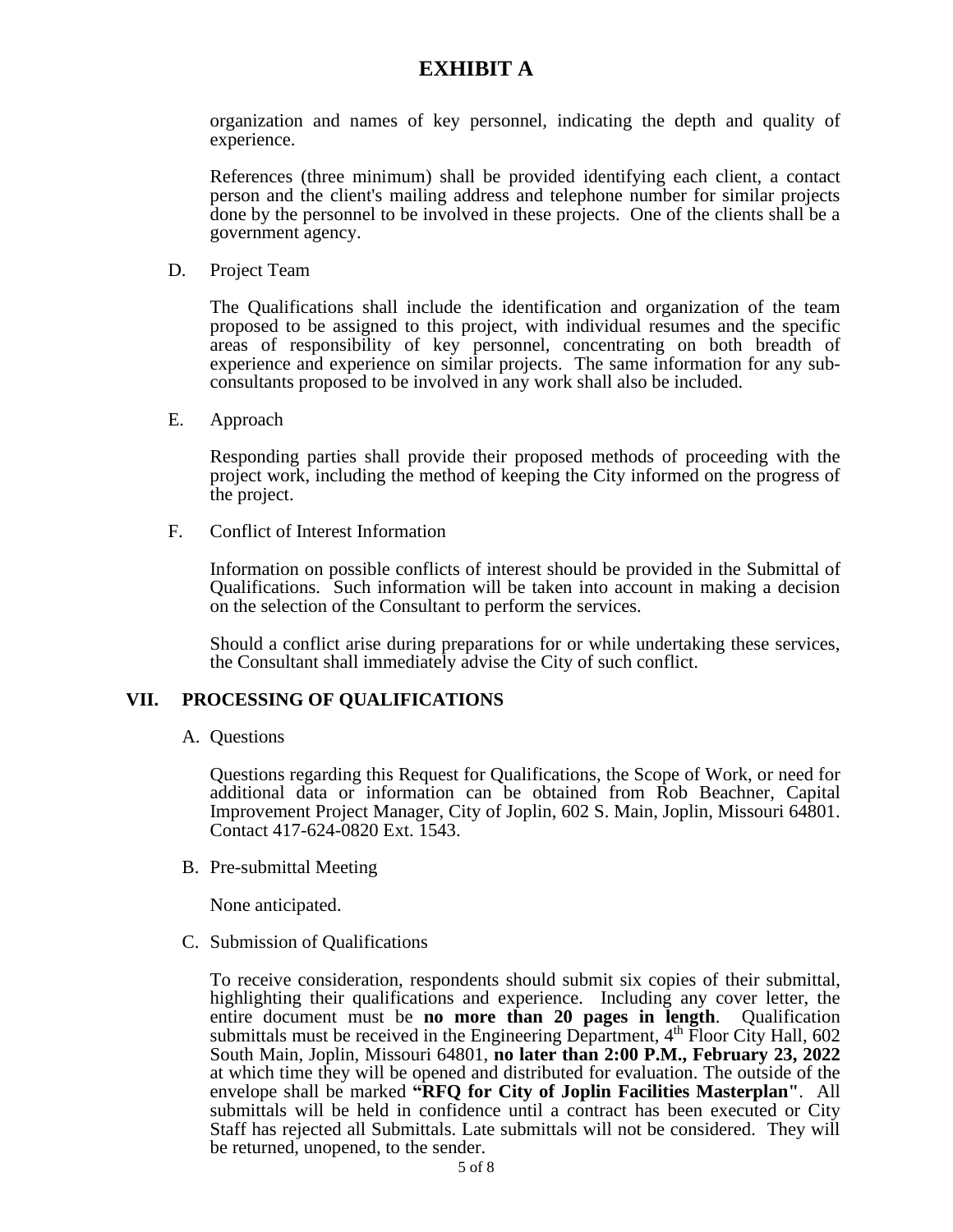# EXHIBIT A

organization and names of key personnel, indicating the depth and quality of experience.

References (three minimum) shall be provided identifying each client, a contact person and the client's mailing address and telephone number for similar projects done by the personnel to be involved in these projects. One of the clients shall be a government agency.

D. Project Team

The Qualifications shall include the identification and organization of the team proposed to be assigned to this project, with individual resumes and the specific areas of responsibility of key personnel, concentrating on both breadth of experience and experience on similar projects. The same information for any sub-consultants proposed to be involved in any work shall also be included.

E. Approach

Responding parties shall provide their proposed methods of proceeding with the project work, including the method of keeping the City informed on the progress of the project.

F. Conflict of Interest Information

Information on possible conflicts of interest should be provided in the Submittal of Qualifications. Such information will be taken into account in making a decision on the selection of the Consultant to perform the services.

Should a conflict arise during preparations for or while undertaking these services, the Consultant shall immediately advise the City of such conflict.

## VII. PROCESSING OF QUALIFICATIONS

A. Questions

Questions regarding this Request for Qualifications, the Scope of Work, or need for additional data or information can be obtained from Rob Beachner, Capital Improvement Project Manager, City of Joplin, 602 S. Main, Joplin, Missouri 64801. Contact 417-624-0820 Ext. 1543.

B. Pre-submittal Meeting

None anticipated.

C. Submission of Qualifications

To receive consideration, respondents should submit six copies of their submittal, highlighting their qualifications and experience. Including any cover letter, the entire document must be **no more than 20 pages in length**. Qualification submittals must be received in the Engineering Department, 4th Floor City Hall, 602 South Main, Joplin, Missouri 64801, **no later than 2:00 P.M., February 23, 2022** at which time they will be opened and distributed for evaluation. The outside of the envelope shall be marked **"RFQ for City of Joplin Facilities Masterplan"**. All submittals will be held in confidence until a contract has been executed or City Staff has rejected all Submittals. Late submittals will not be considered. They will be returned, unopened, to the sender.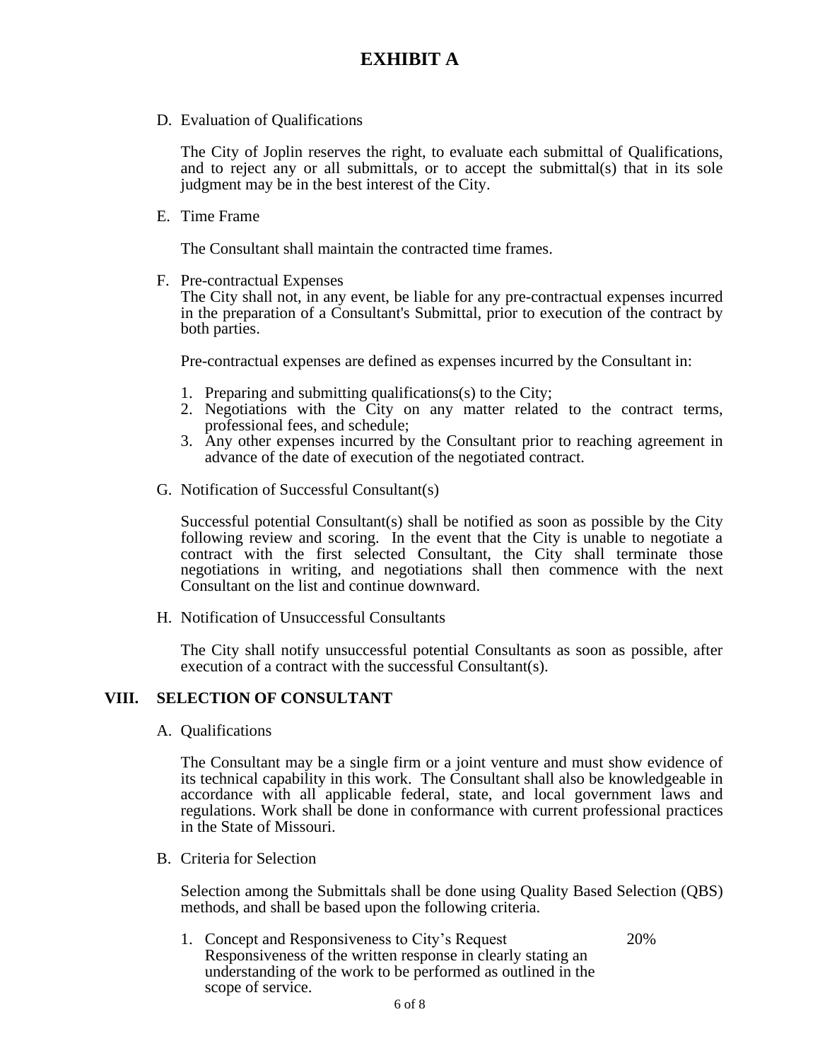# EXHIBIT A

D. Evaluation of Qualifications

The City of Joplin reserves the right, to evaluate each submittal of Qualifications, and to reject any or all submittals, or to accept the submittal(s) that in its sole judgment may be in the best interest of the City.

E. Time Frame

The Consultant shall maintain the contracted time frames.

F. Pre-contractual Expenses

The City shall not, in any event, be liable for any pre-contractual expenses incurred in the preparation of a Consultant's Submittal, prior to execution of the contract by both parties.

Pre-contractual expenses are defined as expenses incurred by the Consultant in:

1. Preparing and submitting qualifications(s) to the City;
2. Negotiations with the City on any matter related to the contract terms, professional fees, and schedule;
3. Any other expenses incurred by the Consultant prior to reaching agreement in advance of the date of execution of the negotiated contract.

G. Notification of Successful Consultant(s)

Successful potential Consultant(s) shall be notified as soon as possible by the City following review and scoring. In the event that the City is unable to negotiate a contract with the first selected Consultant, the City shall terminate those negotiations in writing, and negotiations shall then commence with the next Consultant on the list and continue downward.

H. Notification of Unsuccessful Consultants

The City shall notify unsuccessful potential Consultants as soon as possible, after execution of a contract with the successful Consultant(s).

## VIII. SELECTION OF CONSULTANT

A. Qualifications

The Consultant may be a single firm or a joint venture and must show evidence of its technical capability in this work. The Consultant shall also be knowledgeable in accordance with all applicable federal, state, and local government laws and regulations. Work shall be done in conformance with current professional practices in the State of Missouri.

B. Criteria for Selection

Selection among the Submittals shall be done using Quality Based Selection (QBS) methods, and shall be based upon the following criteria.

1. Concept and Responsiveness to City's Request — 20%
   Responsiveness of the written response in clearly stating an understanding of the work to be performed as outlined in the scope of service.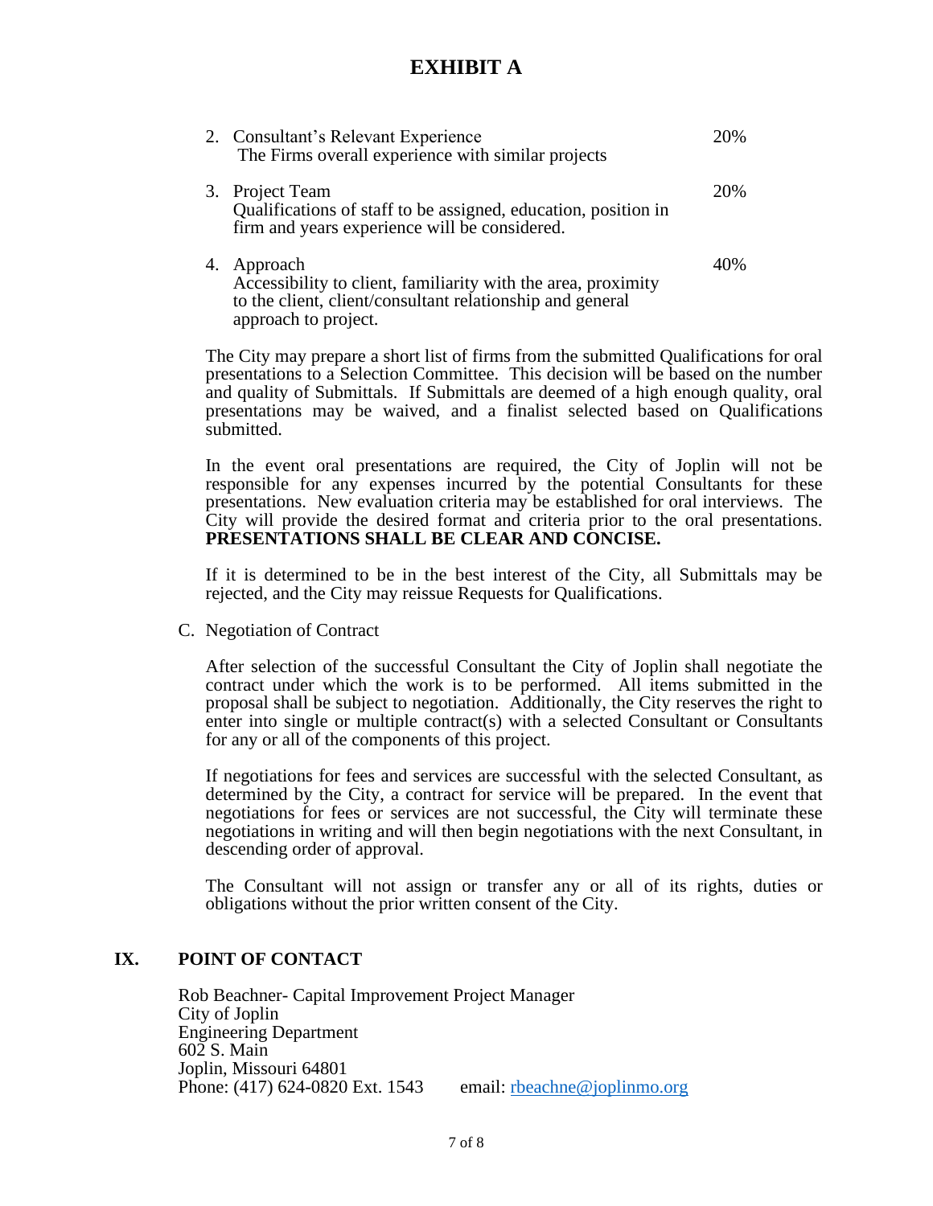# EXHIBIT A

2. Consultant's Relevant Experience — 20%
   The Firms overall experience with similar projects

3. Project Team — 20%
   Qualifications of staff to be assigned, education, position in firm and years experience will be considered.

4. Approach — 40%
   Accessibility to client, familiarity with the area, proximity to the client, client/consultant relationship and general approach to project.

The City may prepare a short list of firms from the submitted Qualifications for oral presentations to a Selection Committee. This decision will be based on the number and quality of Submittals. If Submittals are deemed of a high enough quality, oral presentations may be waived, and a finalist selected based on Qualifications submitted.

In the event oral presentations are required, the City of Joplin will not be responsible for any expenses incurred by the potential Consultants for these presentations. New evaluation criteria may be established for oral interviews. The City will provide the desired format and criteria prior to the oral presentations. **PRESENTATIONS SHALL BE CLEAR AND CONCISE.**

If it is determined to be in the best interest of the City, all Submittals may be rejected, and the City may reissue Requests for Qualifications.

C. Negotiation of Contract

After selection of the successful Consultant the City of Joplin shall negotiate the contract under which the work is to be performed. All items submitted in the proposal shall be subject to negotiation. Additionally, the City reserves the right to enter into single or multiple contract(s) with a selected Consultant or Consultants for any or all of the components of this project.

If negotiations for fees and services are successful with the selected Consultant, as determined by the City, a contract for service will be prepared. In the event that negotiations for fees or services are not successful, the City will terminate these negotiations in writing and will then begin negotiations with the next Consultant, in descending order of approval.

The Consultant will not assign or transfer any or all of its rights, duties or obligations without the prior written consent of the City.

## IX. POINT OF CONTACT

Rob Beachner- Capital Improvement Project Manager
City of Joplin
Engineering Department
602 S. Main
Joplin, Missouri 64801
Phone: (417) 624-0820 Ext. 1543 email: rbeachne@joplinmo.org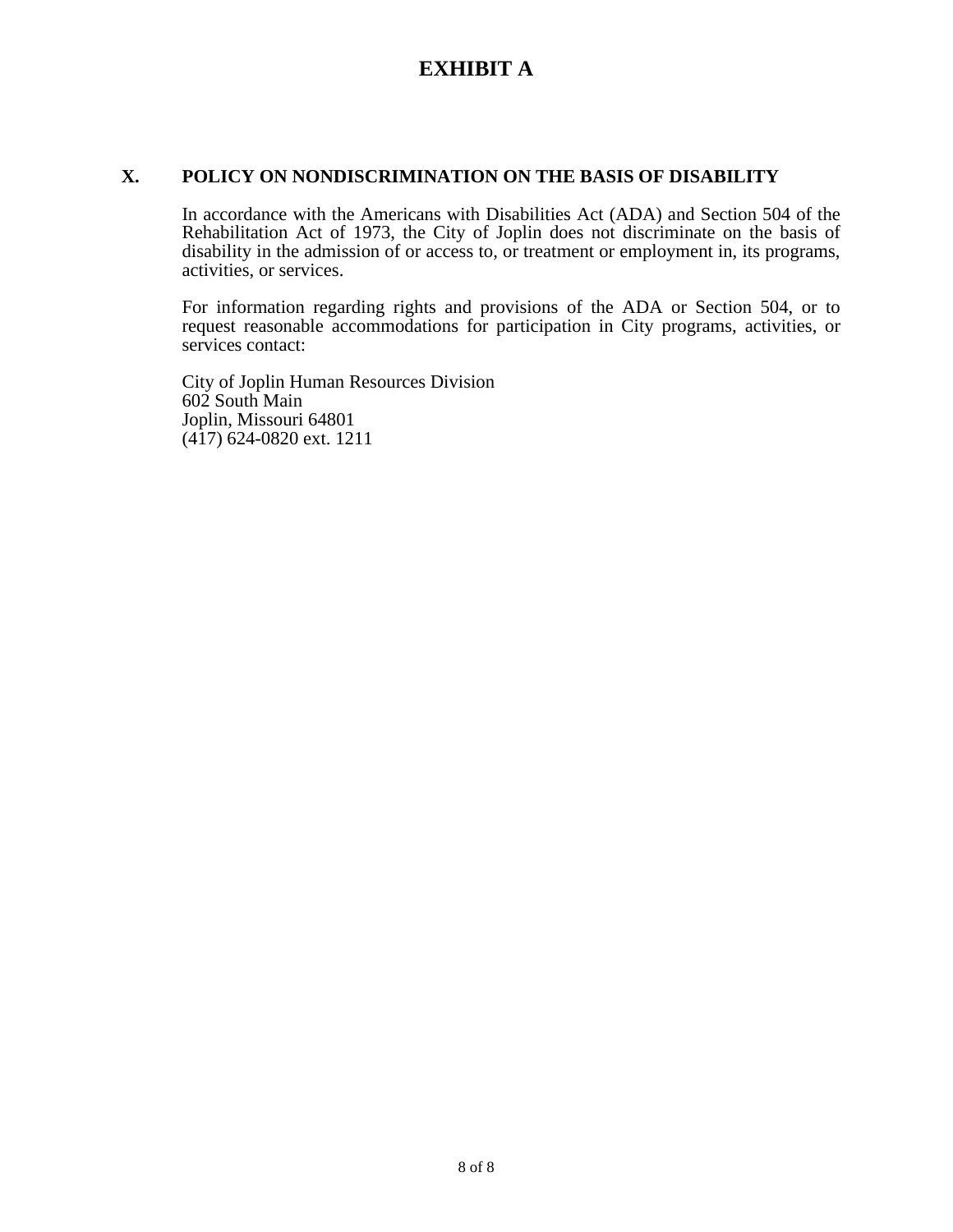# EXHIBIT A

## X. POLICY ON NONDISCRIMINATION ON THE BASIS OF DISABILITY

In accordance with the Americans with Disabilities Act (ADA) and Section 504 of the Rehabilitation Act of 1973, the City of Joplin does not discriminate on the basis of disability in the admission of or access to, or treatment or employment in, its programs, activities, or services.

For information regarding rights and provisions of the ADA or Section 504, or to request reasonable accommodations for participation in City programs, activities, or services contact:

City of Joplin Human Resources Division
602 South Main
Joplin, Missouri 64801
(417) 624-0820 ext. 1211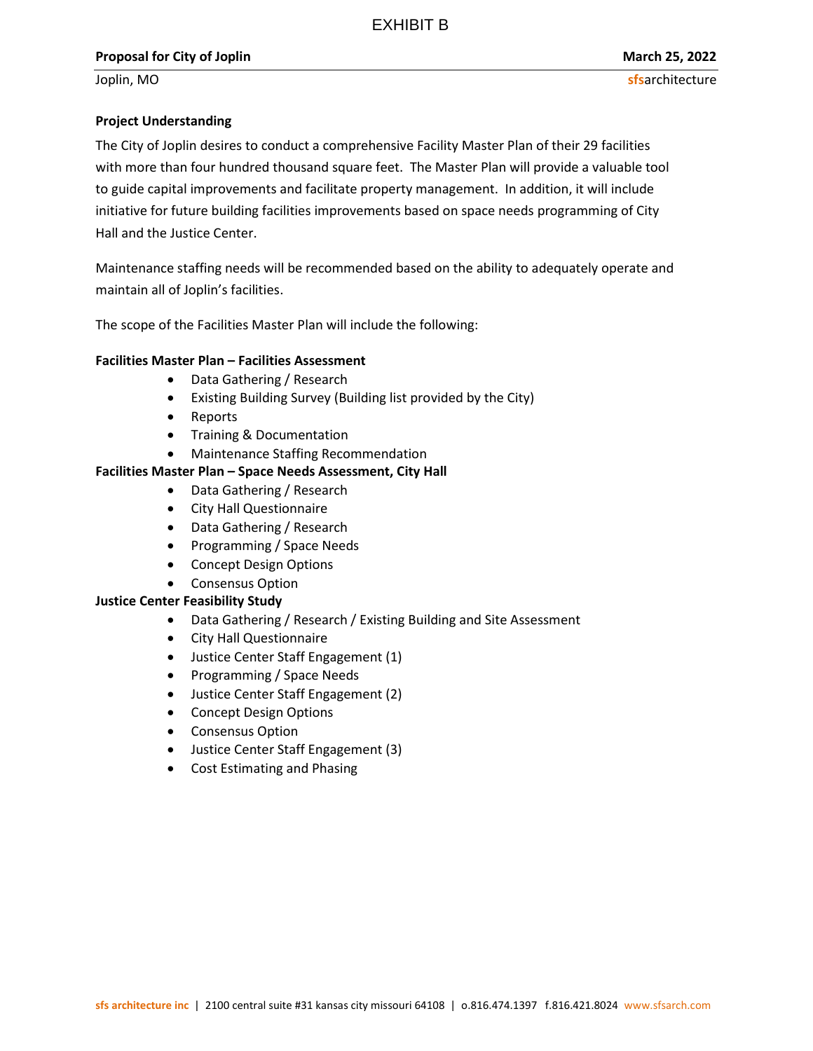EXHIBIT B

## Project Understanding

The City of Joplin desires to conduct a comprehensive Facility Master Plan of their 29 facilities with more than four hundred thousand square feet. The Master Plan will provide a valuable tool to guide capital improvements and facilitate property management. In addition, it will include initiative for future building facilities improvements based on space needs programming of City Hall and the Justice Center.

Maintenance staffing needs will be recommended based on the ability to adequately operate and maintain all of Joplin's facilities.

The scope of the Facilities Master Plan will include the following:

**Facilities Master Plan – Facilities Assessment**

- Data Gathering / Research
- Existing Building Survey (Building list provided by the City)
- Reports
- Training & Documentation
- Maintenance Staffing Recommendation

**Facilities Master Plan – Space Needs Assessment, City Hall**

- Data Gathering / Research
- City Hall Questionnaire
- Data Gathering / Research
- Programming / Space Needs
- Concept Design Options
- Consensus Option

**Justice Center Feasibility Study**

- Data Gathering / Research / Existing Building and Site Assessment
- City Hall Questionnaire
- Justice Center Staff Engagement (1)
- Programming / Space Needs
- Justice Center Staff Engagement (2)
- Concept Design Options
- Consensus Option
- Justice Center Staff Engagement (3)
- Cost Estimating and Phasing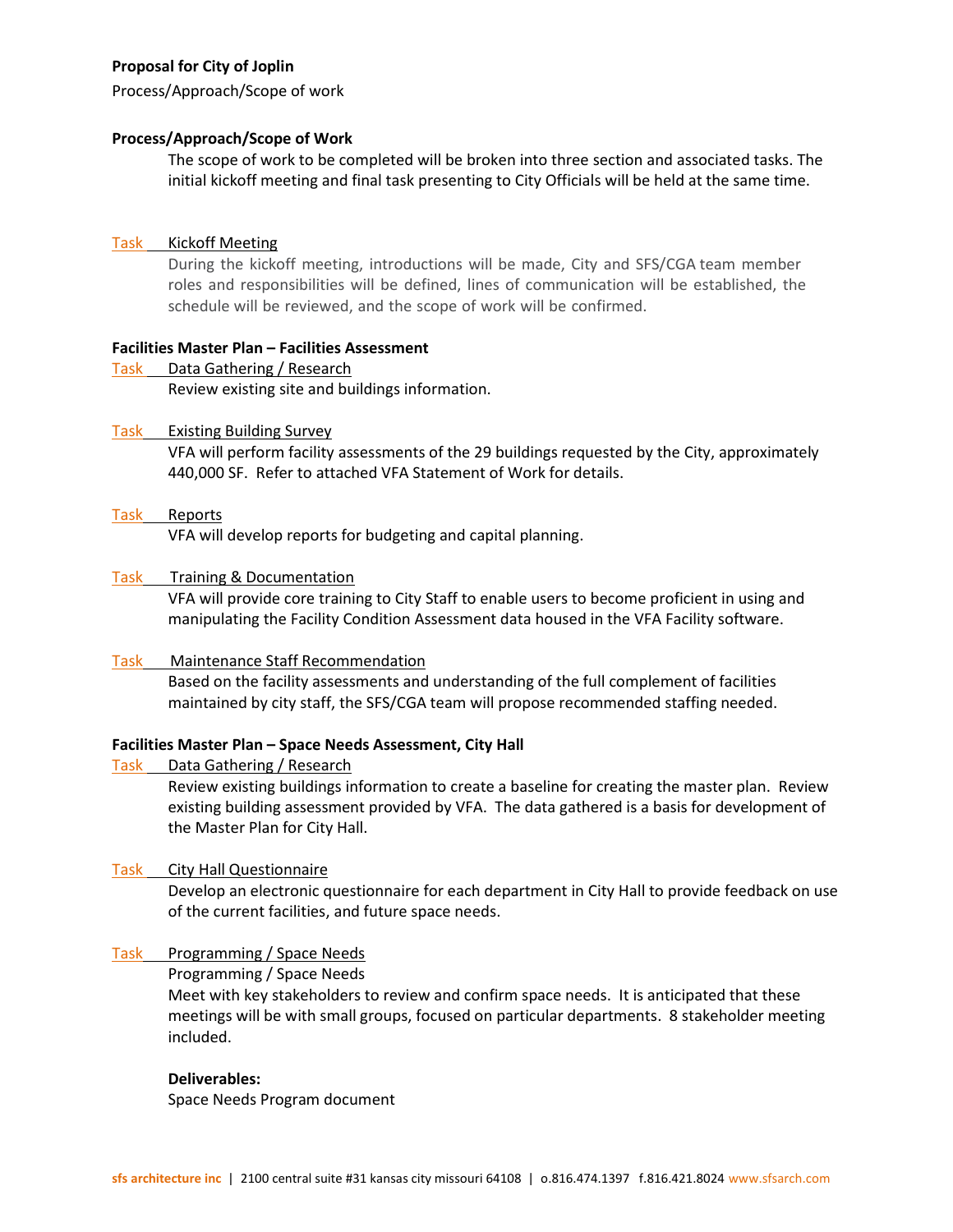**Proposal for City of Joplin**

Process/Approach/Scope of work

**Process/Approach/Scope of Work**

The scope of work to be completed will be broken into three section and associated tasks. The initial kickoff meeting and final task presenting to City Officials will be held at the same time.

Task Kickoff Meeting

During the kickoff meeting, introductions will be made, City and SFS/CGA team member roles and responsibilities will be defined, lines of communication will be established, the schedule will be reviewed, and the scope of work will be confirmed.

**Facilities Master Plan – Facilities Assessment**

Task Data Gathering / Research

Review existing site and buildings information.

Task Existing Building Survey

VFA will perform facility assessments of the 29 buildings requested by the City, approximately 440,000 SF. Refer to attached VFA Statement of Work for details.

Task Reports

VFA will develop reports for budgeting and capital planning.

Task Training & Documentation

VFA will provide core training to City Staff to enable users to become proficient in using and manipulating the Facility Condition Assessment data housed in the VFA Facility software.

Task Maintenance Staff Recommendation

Based on the facility assessments and understanding of the full complement of facilities maintained by city staff, the SFS/CGA team will propose recommended staffing needed.

**Facilities Master Plan – Space Needs Assessment, City Hall**

Task Data Gathering / Research

Review existing buildings information to create a baseline for creating the master plan. Review existing building assessment provided by VFA. The data gathered is a basis for development of the Master Plan for City Hall.

Task City Hall Questionnaire

Develop an electronic questionnaire for each department in City Hall to provide feedback on use of the current facilities, and future space needs.

Task Programming / Space Needs

Programming / Space Needs

Meet with key stakeholders to review and confirm space needs. It is anticipated that these meetings will be with small groups, focused on particular departments. 8 stakeholder meeting included.

**Deliverables:**

Space Needs Program document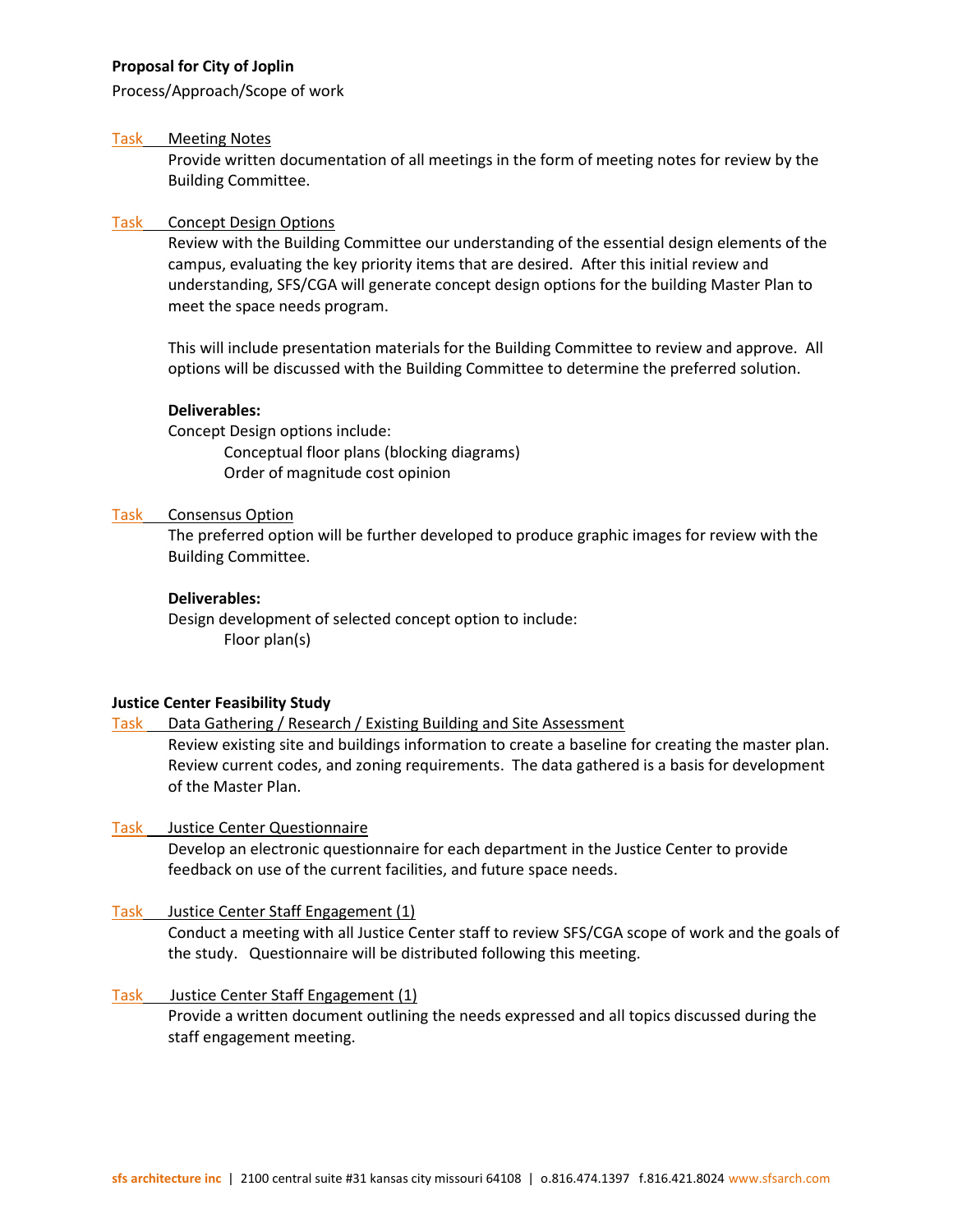**Proposal for City of Joplin**

Process/Approach/Scope of work

Task Meeting Notes

Provide written documentation of all meetings in the form of meeting notes for review by the Building Committee.

Task Concept Design Options

Review with the Building Committee our understanding of the essential design elements of the campus, evaluating the key priority items that are desired. After this initial review and understanding, SFS/CGA will generate concept design options for the building Master Plan to meet the space needs program.

This will include presentation materials for the Building Committee to review and approve. All options will be discussed with the Building Committee to determine the preferred solution.

**Deliverables:**

Concept Design options include:

- Conceptual floor plans (blocking diagrams)
- Order of magnitude cost opinion

Task Consensus Option

The preferred option will be further developed to produce graphic images for review with the Building Committee.

**Deliverables:**

Design development of selected concept option to include:

- Floor plan(s)

**Justice Center Feasibility Study**

Task Data Gathering / Research / Existing Building and Site Assessment

Review existing site and buildings information to create a baseline for creating the master plan. Review current codes, and zoning requirements. The data gathered is a basis for development of the Master Plan.

Task Justice Center Questionnaire

Develop an electronic questionnaire for each department in the Justice Center to provide feedback on use of the current facilities, and future space needs.

Task Justice Center Staff Engagement (1)

Conduct a meeting with all Justice Center staff to review SFS/CGA scope of work and the goals of the study. Questionnaire will be distributed following this meeting.

Task Justice Center Staff Engagement (1)

Provide a written document outlining the needs expressed and all topics discussed during the staff engagement meeting.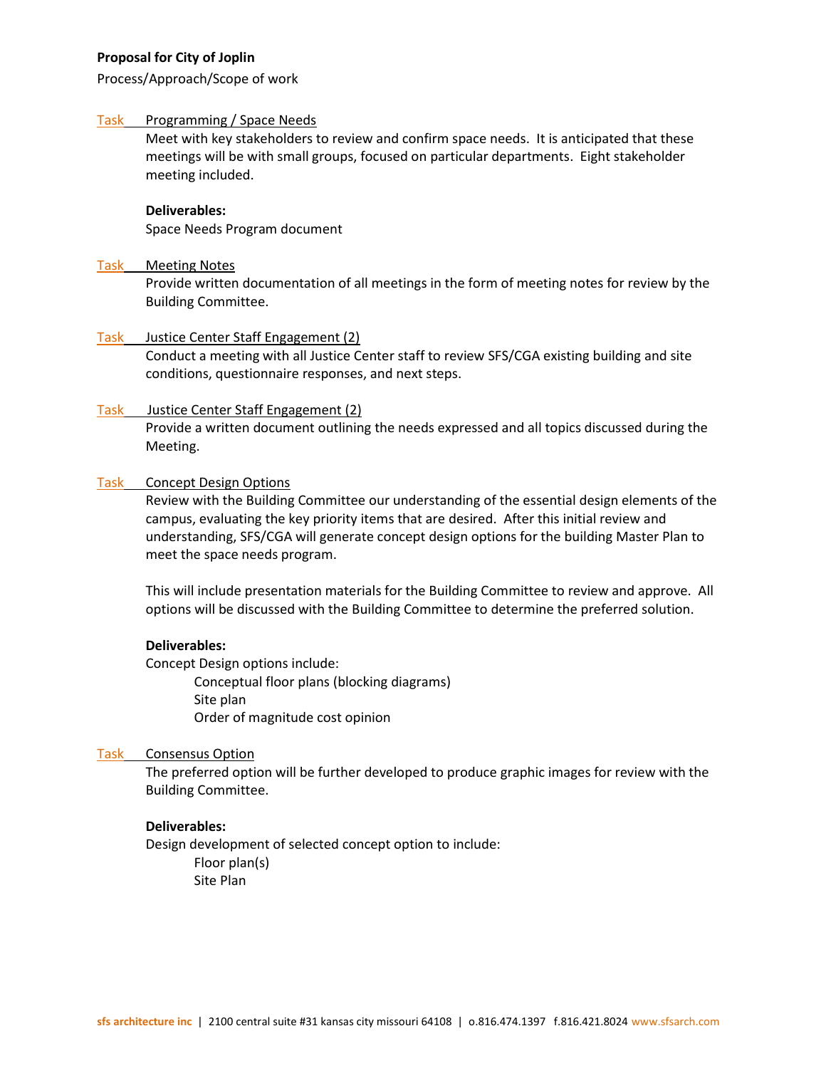**Proposal for City of Joplin**

Process/Approach/Scope of work

Task Programming / Space Needs

Meet with key stakeholders to review and confirm space needs. It is anticipated that these meetings will be with small groups, focused on particular departments. Eight stakeholder meeting included.

**Deliverables:**

Space Needs Program document

Task Meeting Notes

Provide written documentation of all meetings in the form of meeting notes for review by the Building Committee.

Task Justice Center Staff Engagement (2)

Conduct a meeting with all Justice Center staff to review SFS/CGA existing building and site conditions, questionnaire responses, and next steps.

Task Justice Center Staff Engagement (2)

Provide a written document outlining the needs expressed and all topics discussed during the Meeting.

Task Concept Design Options

Review with the Building Committee our understanding of the essential design elements of the campus, evaluating the key priority items that are desired. After this initial review and understanding, SFS/CGA will generate concept design options for the building Master Plan to meet the space needs program.

This will include presentation materials for the Building Committee to review and approve. All options will be discussed with the Building Committee to determine the preferred solution.

**Deliverables:**

Concept Design options include:

- Conceptual floor plans (blocking diagrams)
- Site plan
- Order of magnitude cost opinion

Task Consensus Option

The preferred option will be further developed to produce graphic images for review with the Building Committee.

**Deliverables:**

Design development of selected concept option to include:

- Floor plan(s)
- Site Plan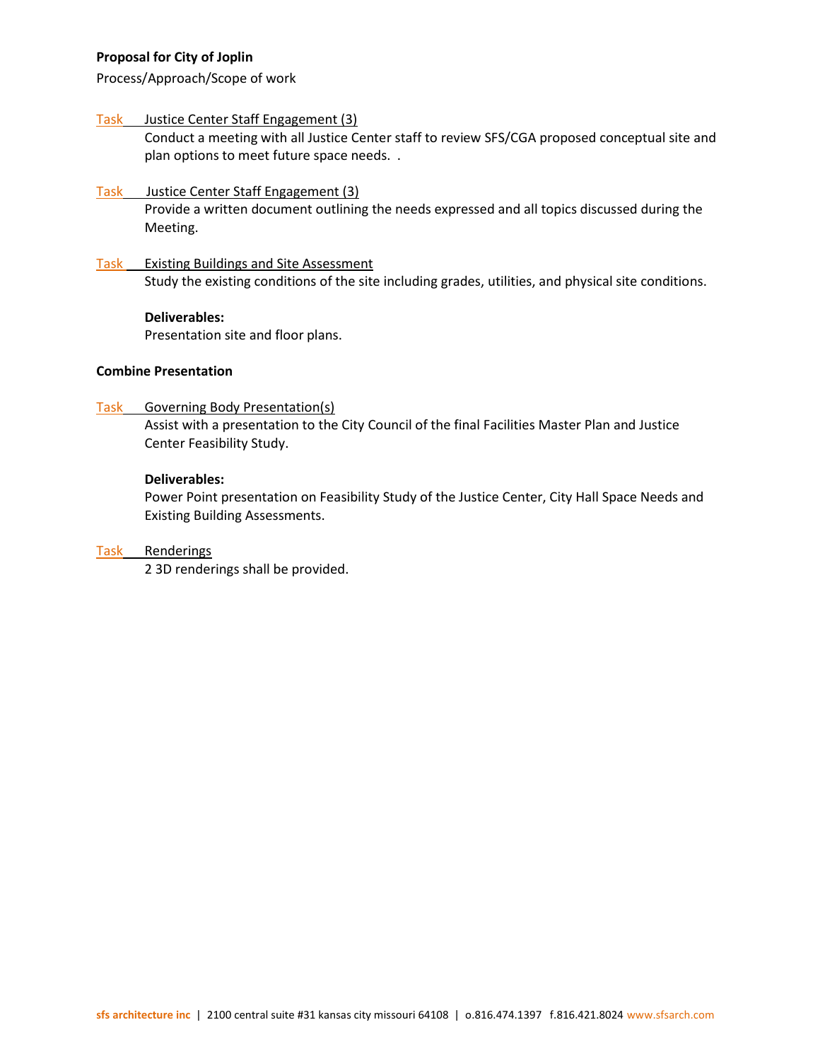**Proposal for City of Joplin**

Process/Approach/Scope of work

Task Justice Center Staff Engagement (3)

Conduct a meeting with all Justice Center staff to review SFS/CGA proposed conceptual site and plan options to meet future space needs. .

Task Justice Center Staff Engagement (3)

Provide a written document outlining the needs expressed and all topics discussed during the Meeting.

Task Existing Buildings and Site Assessment

Study the existing conditions of the site including grades, utilities, and physical site conditions.

**Deliverables:**

Presentation site and floor plans.

**Combine Presentation**

Task Governing Body Presentation(s)

Assist with a presentation to the City Council of the final Facilities Master Plan and Justice Center Feasibility Study.

**Deliverables:**

Power Point presentation on Feasibility Study of the Justice Center, City Hall Space Needs and Existing Building Assessments.

Task Renderings

2 3D renderings shall be provided.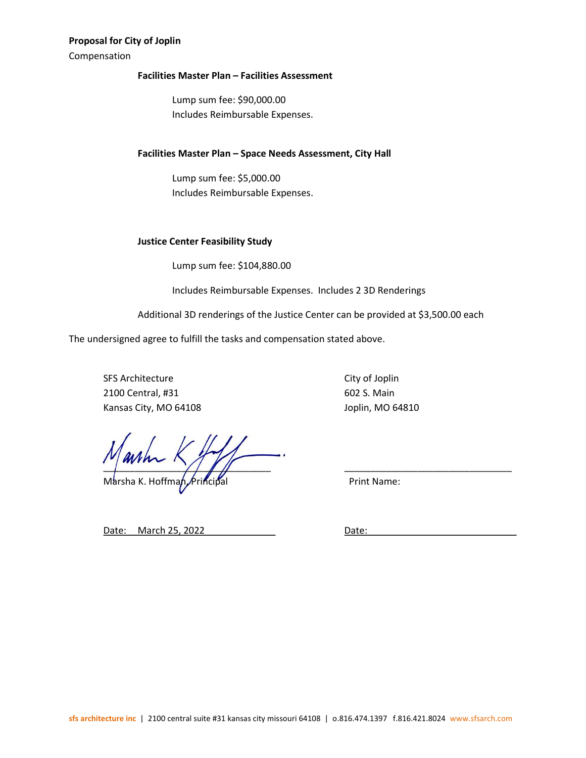**Proposal for City of Joplin**

Compensation

**Facilities Master Plan – Facilities Assessment**

Lump sum fee: $90,000.00

Includes Reimbursable Expenses.

**Facilities Master Plan – Space Needs Assessment, City Hall**

Lump sum fee: $5,000.00

Includes Reimbursable Expenses.

**Justice Center Feasibility Study**

Lump sum fee: $104,880.00

Includes Reimbursable Expenses. Includes 2 3D Renderings

Additional 3D renderings of the Justice Center can be provided at $3,500.00 each

The undersigned agree to fulfill the tasks and compensation stated above.

SFS Architecture
2100 Central, #31
Kansas City, MO 64108

Marsha K. Hoffman, Principal

Date: March 25, 2022

City of Joplin
602 S. Main
Joplin, MO 64810

Print Name:

Date: